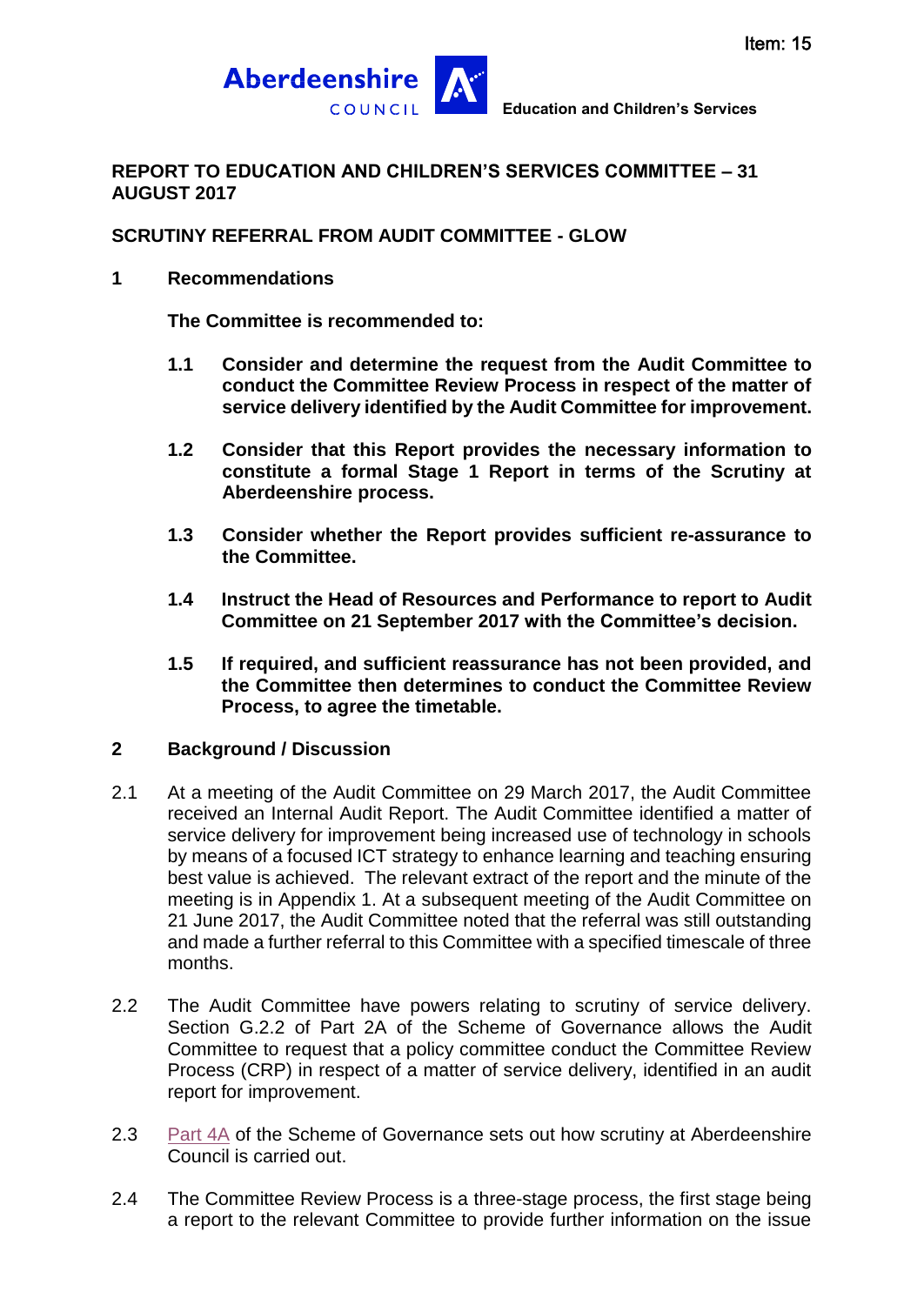Item: 15

Aberdeenshire COUNCIL — Education and Children's Services

**REPORT TO EDUCATION AND CHILDREN'S SERVICES COMMITTEE – 31 AUGUST 2017**

**SCRUTINY REFERRAL FROM AUDIT COMMITTEE - GLOW**

## 1 Recommendations

**The Committee is recommended to:**

**1.1 Consider and determine the request from the Audit Committee to conduct the Committee Review Process in respect of the matter of service delivery identified by the Audit Committee for improvement.**

**1.2 Consider that this Report provides the necessary information to constitute a formal Stage 1 Report in terms of the Scrutiny at Aberdeenshire process.**

**1.3 Consider whether the Report provides sufficient re-assurance to the Committee.**

**1.4 Instruct the Head of Resources and Performance to report to Audit Committee on 21 September 2017 with the Committee's decision.**

**1.5 If required, and sufficient reassurance has not been provided, and the Committee then determines to conduct the Committee Review Process, to agree the timetable.**

## 2 Background / Discussion

2.1 At a meeting of the Audit Committee on 29 March 2017, the Audit Committee received an Internal Audit Report. The Audit Committee identified a matter of service delivery for improvement being increased use of technology in schools by means of a focused ICT strategy to enhance learning and teaching ensuring best value is achieved. The relevant extract of the report and the minute of the meeting is in Appendix 1. At a subsequent meeting of the Audit Committee on 21 June 2017, the Audit Committee noted that the referral was still outstanding and made a further referral to this Committee with a specified timescale of three months.

2.2 The Audit Committee have powers relating to scrutiny of service delivery. Section G.2.2 of Part 2A of the Scheme of Governance allows the Audit Committee to request that a policy committee conduct the Committee Review Process (CRP) in respect of a matter of service delivery, identified in an audit report for improvement.

2.3 Part 4A of the Scheme of Governance sets out how scrutiny at Aberdeenshire Council is carried out.

2.4 The Committee Review Process is a three-stage process, the first stage being a report to the relevant Committee to provide further information on the issue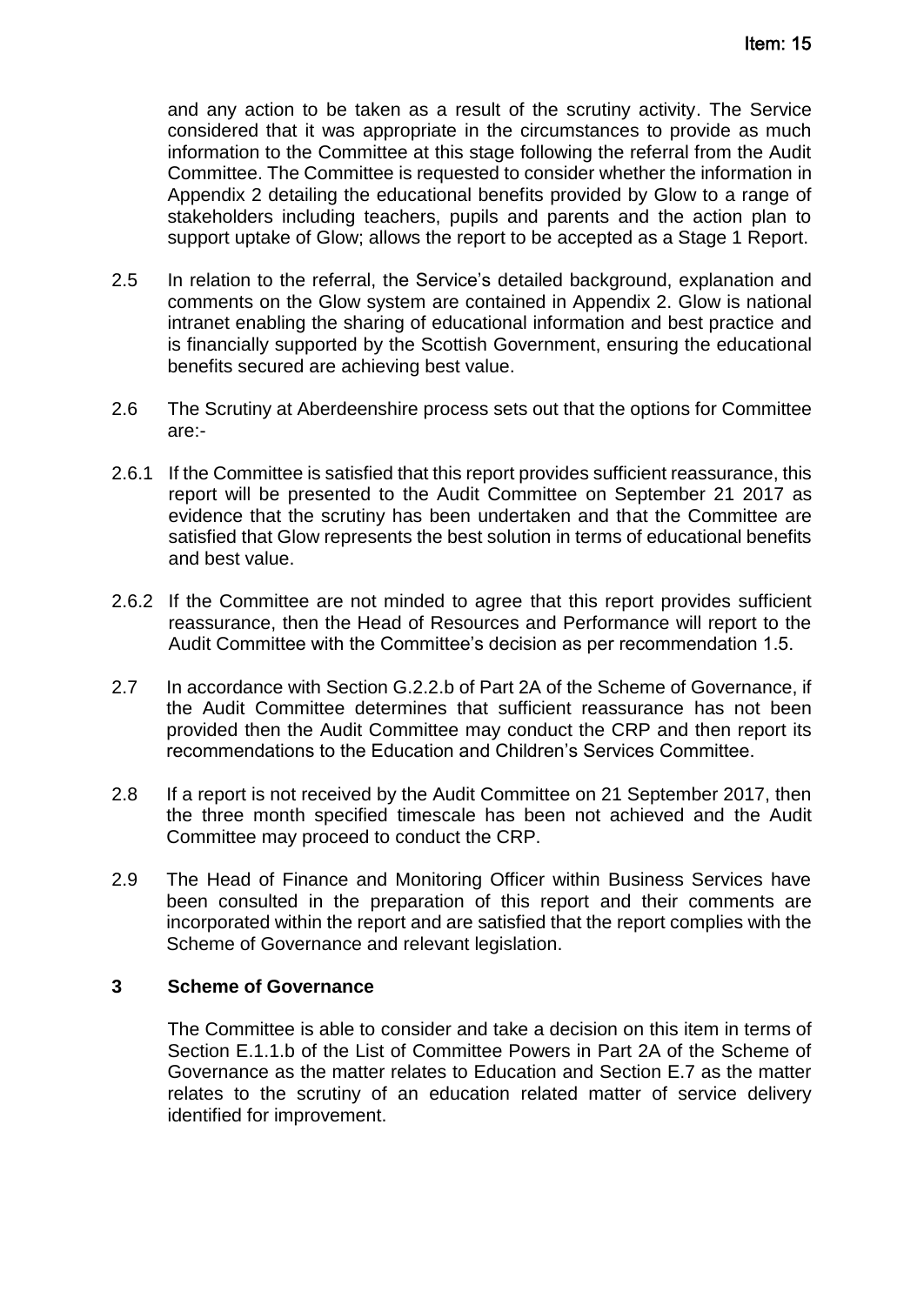and any action to be taken as a result of the scrutiny activity. The Service considered that it was appropriate in the circumstances to provide as much information to the Committee at this stage following the referral from the Audit Committee. The Committee is requested to consider whether the information in Appendix 2 detailing the educational benefits provided by Glow to a range of stakeholders including teachers, pupils and parents and the action plan to support uptake of Glow; allows the report to be accepted as a Stage 1 Report.

2.5 In relation to the referral, the Service's detailed background, explanation and comments on the Glow system are contained in Appendix 2. Glow is national intranet enabling the sharing of educational information and best practice and is financially supported by the Scottish Government, ensuring the educational benefits secured are achieving best value.

2.6 The Scrutiny at Aberdeenshire process sets out that the options for Committee are:-

2.6.1 If the Committee is satisfied that this report provides sufficient reassurance, this report will be presented to the Audit Committee on September 21 2017 as evidence that the scrutiny has been undertaken and that the Committee are satisfied that Glow represents the best solution in terms of educational benefits and best value.

2.6.2 If the Committee are not minded to agree that this report provides sufficient reassurance, then the Head of Resources and Performance will report to the Audit Committee with the Committee's decision as per recommendation 1.5.

2.7 In accordance with Section G.2.2.b of Part 2A of the Scheme of Governance, if the Audit Committee determines that sufficient reassurance has not been provided then the Audit Committee may conduct the CRP and then report its recommendations to the Education and Children's Services Committee.

2.8 If a report is not received by the Audit Committee on 21 September 2017, then the three month specified timescale has been not achieved and the Audit Committee may proceed to conduct the CRP.

2.9 The Head of Finance and Monitoring Officer within Business Services have been consulted in the preparation of this report and their comments are incorporated within the report and are satisfied that the report complies with the Scheme of Governance and relevant legislation.

## 3 Scheme of Governance

The Committee is able to consider and take a decision on this item in terms of Section E.1.1.b of the List of Committee Powers in Part 2A of the Scheme of Governance as the matter relates to Education and Section E.7 as the matter relates to the scrutiny of an education related matter of service delivery identified for improvement.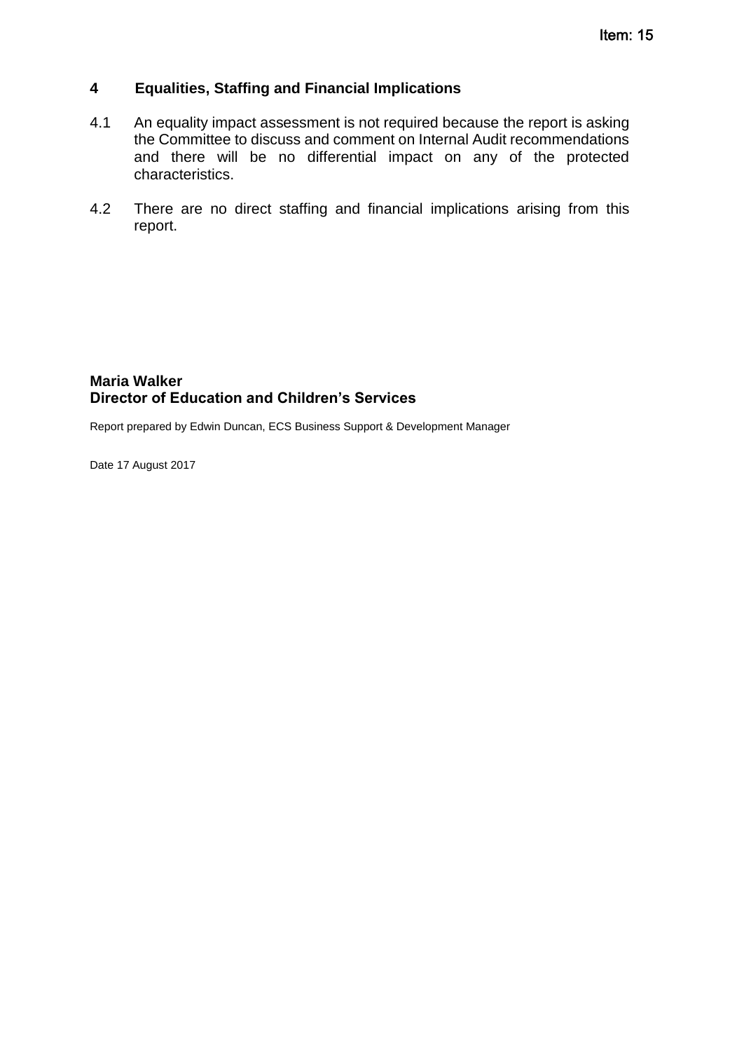## 4 Equalities, Staffing and Financial Implications

4.1 An equality impact assessment is not required because the report is asking the Committee to discuss and comment on Internal Audit recommendations and there will be no differential impact on any of the protected characteristics.

4.2 There are no direct staffing and financial implications arising from this report.

**Maria Walker**
**Director of Education and Children's Services**

Report prepared by Edwin Duncan, ECS Business Support & Development Manager

Date 17 August 2017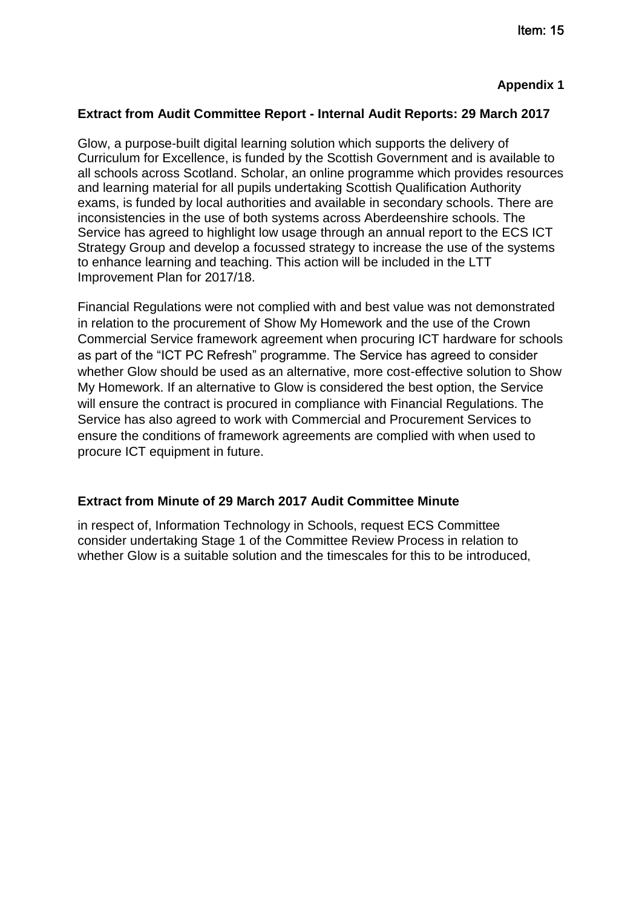Item: 15

**Appendix 1**

**Extract from Audit Committee Report - Internal Audit Reports: 29 March 2017**

Glow, a purpose-built digital learning solution which supports the delivery of Curriculum for Excellence, is funded by the Scottish Government and is available to all schools across Scotland. Scholar, an online programme which provides resources and learning material for all pupils undertaking Scottish Qualification Authority exams, is funded by local authorities and available in secondary schools. There are inconsistencies in the use of both systems across Aberdeenshire schools. The Service has agreed to highlight low usage through an annual report to the ECS ICT Strategy Group and develop a focussed strategy to increase the use of the systems to enhance learning and teaching. This action will be included in the LTT Improvement Plan for 2017/18.

Financial Regulations were not complied with and best value was not demonstrated in relation to the procurement of Show My Homework and the use of the Crown Commercial Service framework agreement when procuring ICT hardware for schools as part of the "ICT PC Refresh" programme. The Service has agreed to consider whether Glow should be used as an alternative, more cost-effective solution to Show My Homework. If an alternative to Glow is considered the best option, the Service will ensure the contract is procured in compliance with Financial Regulations. The Service has also agreed to work with Commercial and Procurement Services to ensure the conditions of framework agreements are complied with when used to procure ICT equipment in future.

**Extract from Minute of 29 March 2017 Audit Committee Minute**

in respect of, Information Technology in Schools, request ECS Committee consider undertaking Stage 1 of the Committee Review Process in relation to whether Glow is a suitable solution and the timescales for this to be introduced,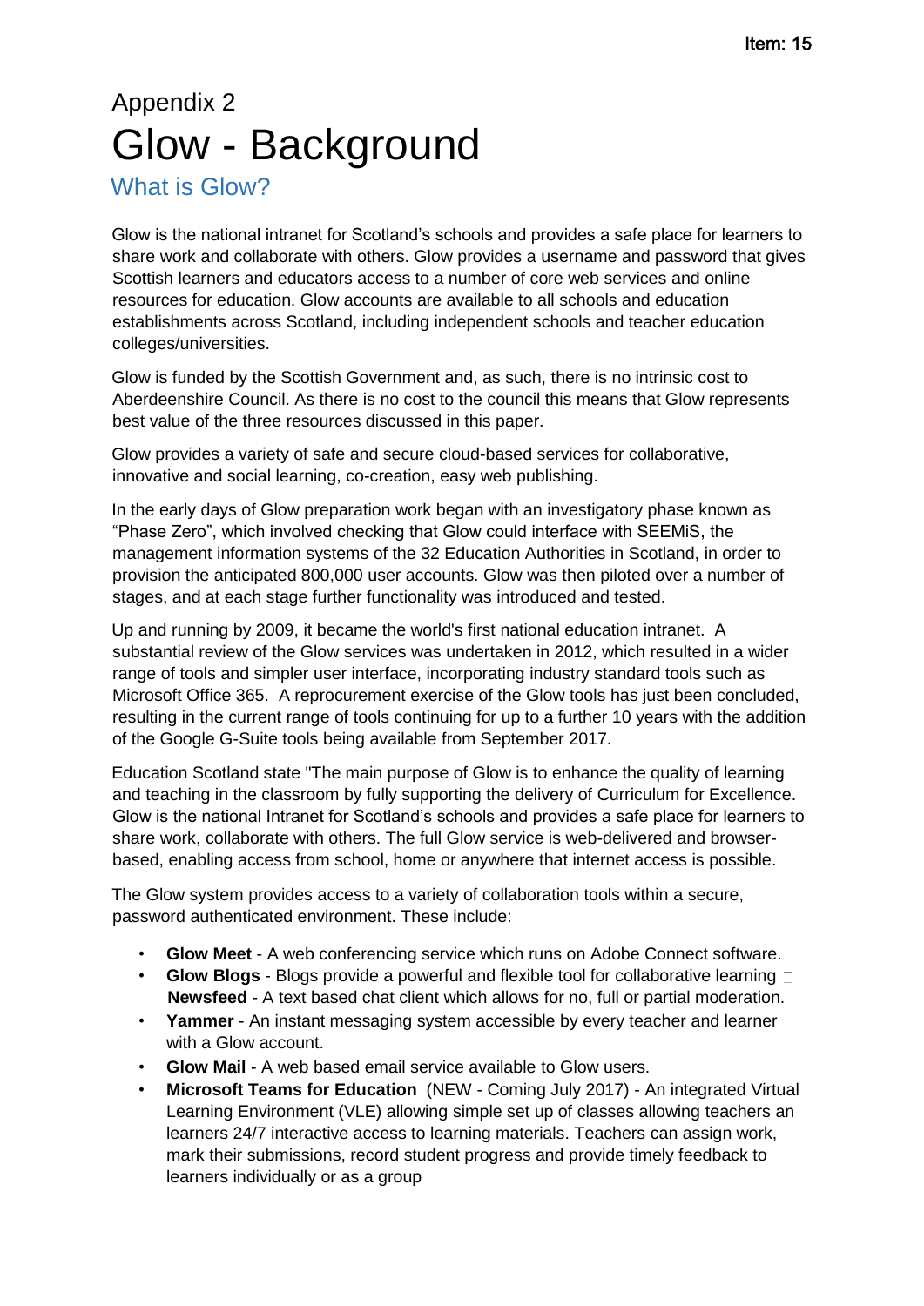# Appendix 2

# Glow - Background

## What is Glow?

Glow is the national intranet for Scotland's schools and provides a safe place for learners to share work and collaborate with others. Glow provides a username and password that gives Scottish learners and educators access to a number of core web services and online resources for education. Glow accounts are available to all schools and education establishments across Scotland, including independent schools and teacher education colleges/universities.

Glow is funded by the Scottish Government and, as such, there is no intrinsic cost to Aberdeenshire Council. As there is no cost to the council this means that Glow represents best value of the three resources discussed in this paper.

Glow provides a variety of safe and secure cloud-based services for collaborative, innovative and social learning, co-creation, easy web publishing.

In the early days of Glow preparation work began with an investigatory phase known as "Phase Zero", which involved checking that Glow could interface with SEEMiS, the management information systems of the 32 Education Authorities in Scotland, in order to provision the anticipated 800,000 user accounts. Glow was then piloted over a number of stages, and at each stage further functionality was introduced and tested.

Up and running by 2009, it became the world's first national education intranet. A substantial review of the Glow services was undertaken in 2012, which resulted in a wider range of tools and simpler user interface, incorporating industry standard tools such as Microsoft Office 365. A reprocurement exercise of the Glow tools has just been concluded, resulting in the current range of tools continuing for up to a further 10 years with the addition of the Google G-Suite tools being available from September 2017.

Education Scotland state "The main purpose of Glow is to enhance the quality of learning and teaching in the classroom by fully supporting the delivery of Curriculum for Excellence. Glow is the national Intranet for Scotland's schools and provides a safe place for learners to share work, collaborate with others. The full Glow service is web-delivered and browser-based, enabling access from school, home or anywhere that internet access is possible.

The Glow system provides access to a variety of collaboration tools within a secure, password authenticated environment. These include:

- **Glow Meet** - A web conferencing service which runs on Adobe Connect software.
- **Glow Blogs** - Blogs provide a powerful and flexible tool for collaborative learning  **Newsfeed** - A text based chat client which allows for no, full or partial moderation.
- **Yammer** - An instant messaging system accessible by every teacher and learner with a Glow account.
- **Glow Mail** - A web based email service available to Glow users.
- **Microsoft Teams for Education** (NEW - Coming July 2017) - An integrated Virtual Learning Environment (VLE) allowing simple set up of classes allowing teachers an learners 24/7 interactive access to learning materials. Teachers can assign work, mark their submissions, record student progress and provide timely feedback to learners individually or as a group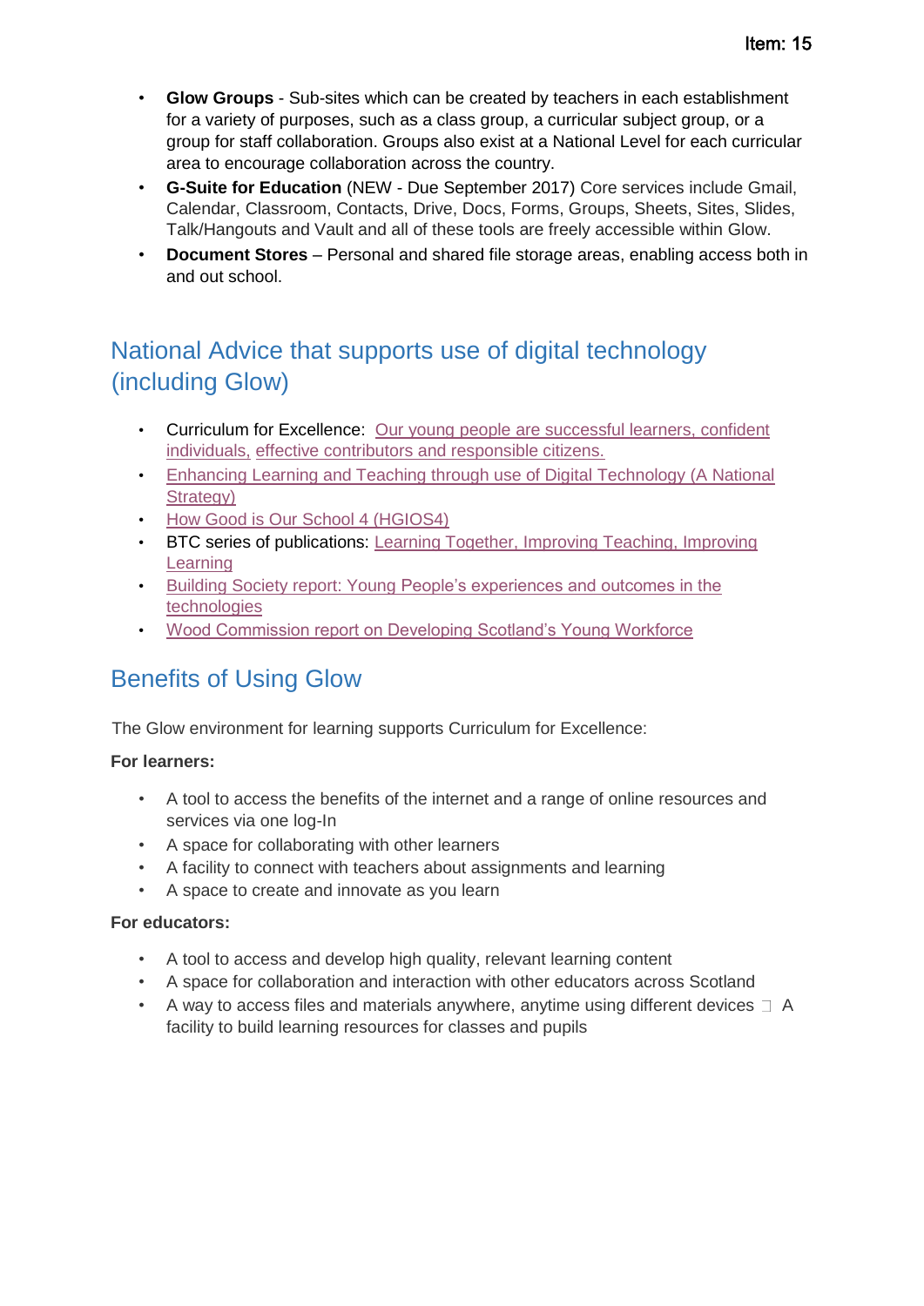- **Glow Groups** - Sub-sites which can be created by teachers in each establishment for a variety of purposes, such as a class group, a curricular subject group, or a group for staff collaboration. Groups also exist at a National Level for each curricular area to encourage collaboration across the country.
- **G-Suite for Education** (NEW - Due September 2017) Core services include Gmail, Calendar, Classroom, Contacts, Drive, Docs, Forms, Groups, Sheets, Sites, Slides, Talk/Hangouts and Vault and all of these tools are freely accessible within Glow.
- **Document Stores** – Personal and shared file storage areas, enabling access both in and out school.

## National Advice that supports use of digital technology (including Glow)

- Curriculum for Excellence: Our young people are successful learners, confident individuals, effective contributors and responsible citizens.
- Enhancing Learning and Teaching through use of Digital Technology (A National Strategy)
- How Good is Our School 4 (HGIOS4)
- BTC series of publications: Learning Together, Improving Teaching, Improving Learning
- Building Society report: Young People's experiences and outcomes in the technologies
- Wood Commission report on Developing Scotland's Young Workforce

## Benefits of Using Glow

The Glow environment for learning supports Curriculum for Excellence:

**For learners:**

- A tool to access the benefits of the internet and a range of online resources and services via one log-In
- A space for collaborating with other learners
- A facility to connect with teachers about assignments and learning
- A space to create and innovate as you learn

**For educators:**

- A tool to access and develop high quality, relevant learning content
- A space for collaboration and interaction with other educators across Scotland
- A way to access files and materials anywhere, anytime using different devices  A facility to build learning resources for classes and pupils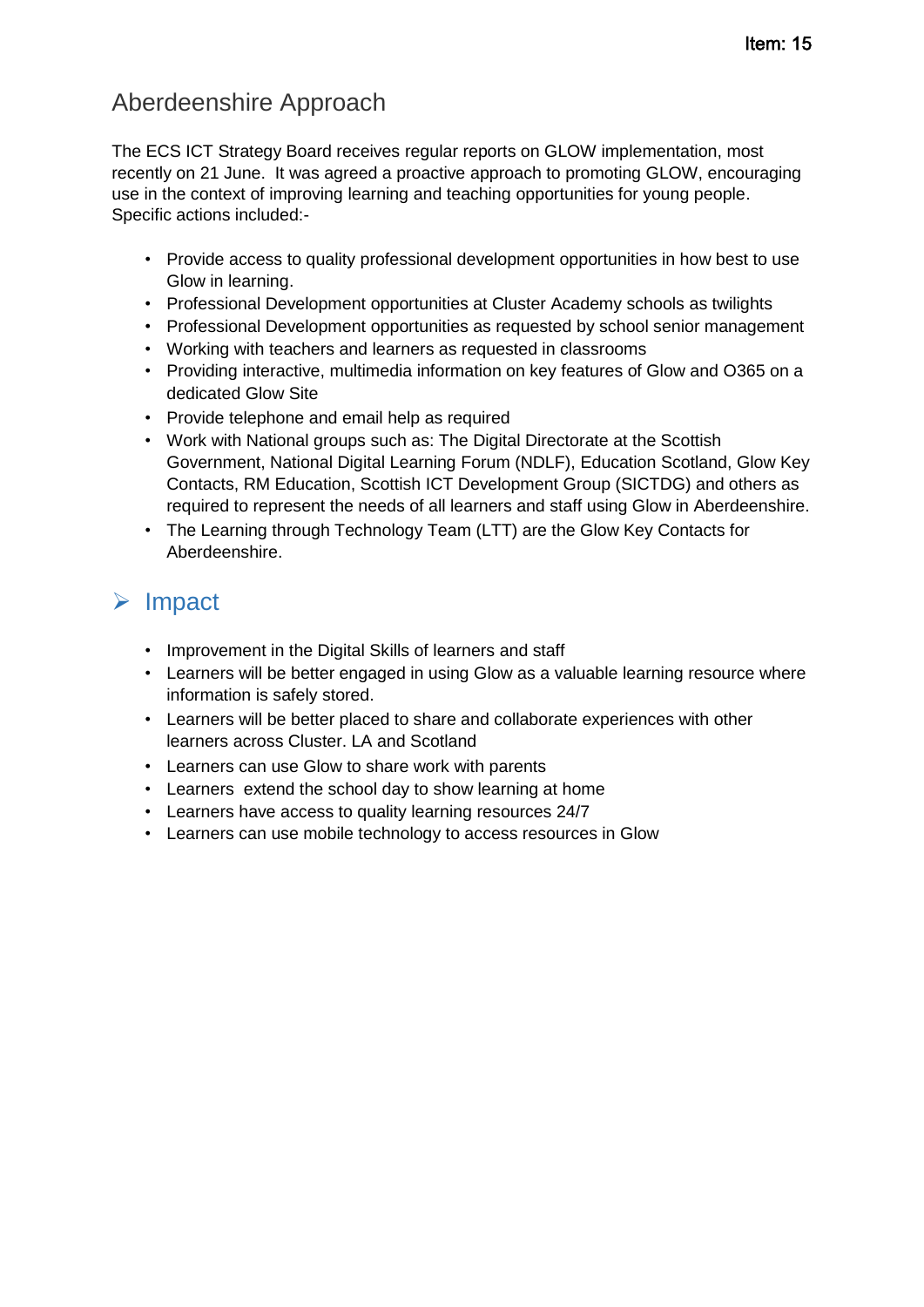## Aberdeenshire Approach

The ECS ICT Strategy Board receives regular reports on GLOW implementation, most recently on 21 June. It was agreed a proactive approach to promoting GLOW, encouraging use in the context of improving learning and teaching opportunities for young people. Specific actions included:-

- Provide access to quality professional development opportunities in how best to use Glow in learning.
- Professional Development opportunities at Cluster Academy schools as twilights
- Professional Development opportunities as requested by school senior management
- Working with teachers and learners as requested in classrooms
- Providing interactive, multimedia information on key features of Glow and O365 on a dedicated Glow Site
- Provide telephone and email help as required
- Work with National groups such as: The Digital Directorate at the Scottish Government, National Digital Learning Forum (NDLF), Education Scotland, Glow Key Contacts, RM Education, Scottish ICT Development Group (SICTDG) and others as required to represent the needs of all learners and staff using Glow in Aberdeenshire.
- The Learning through Technology Team (LTT) are the Glow Key Contacts for Aberdeenshire.

## Impact

- Improvement in the Digital Skills of learners and staff
- Learners will be better engaged in using Glow as a valuable learning resource where information is safely stored.
- Learners will be better placed to share and collaborate experiences with other learners across Cluster. LA and Scotland
- Learners can use Glow to share work with parents
- Learners extend the school day to show learning at home
- Learners have access to quality learning resources 24/7
- Learners can use mobile technology to access resources in Glow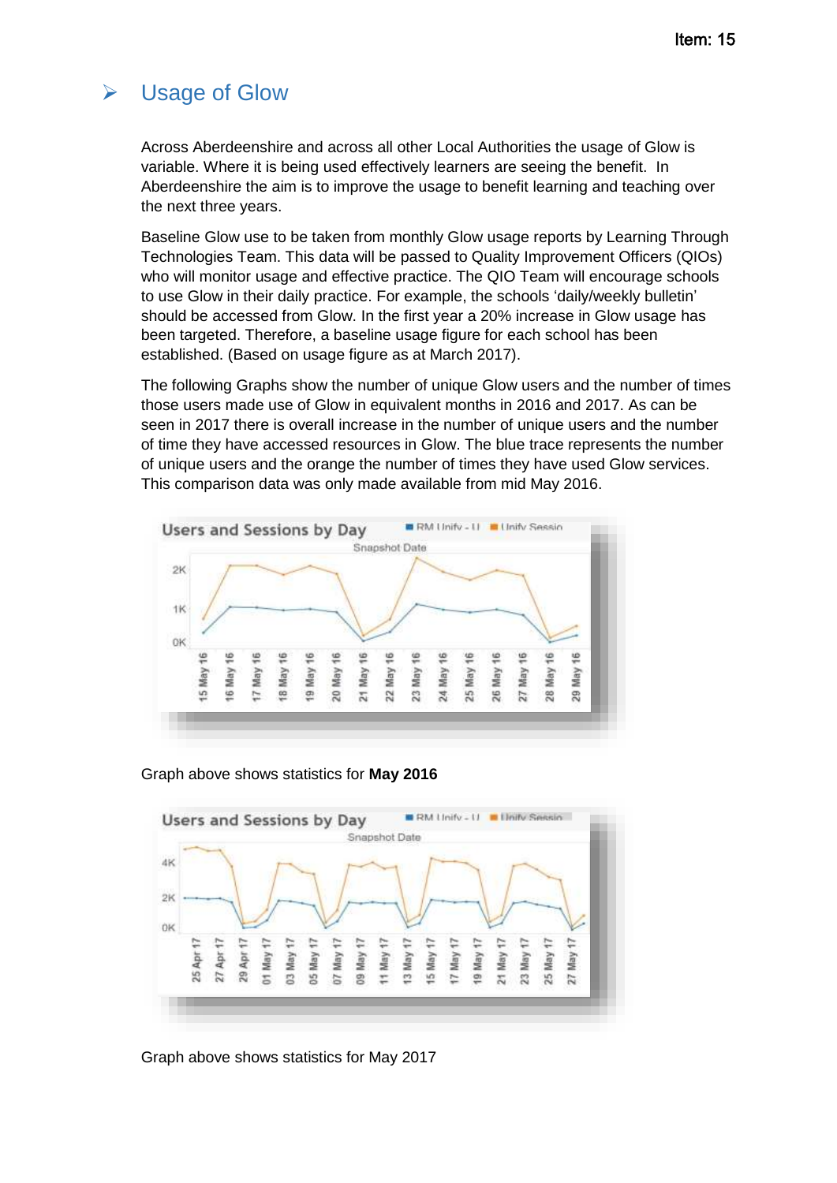## Usage of Glow

Across Aberdeenshire and across all other Local Authorities the usage of Glow is variable. Where it is being used effectively learners are seeing the benefit. In Aberdeenshire the aim is to improve the usage to benefit learning and teaching over the next three years.

Baseline Glow use to be taken from monthly Glow usage reports by Learning Through Technologies Team. This data will be passed to Quality Improvement Officers (QIOs) who will monitor usage and effective practice. The QIO Team will encourage schools to use Glow in their daily practice. For example, the schools 'daily/weekly bulletin' should be accessed from Glow. In the first year a 20% increase in Glow usage has been targeted. Therefore, a baseline usage figure for each school has been established. (Based on usage figure as at March 2017).

The following Graphs show the number of unique Glow users and the number of times those users made use of Glow in equivalent months in 2016 and 2017. As can be seen in 2017 there is overall increase in the number of unique users and the number of time they have accessed resources in Glow. The blue trace represents the number of unique users and the orange the number of times they have used Glow services. This comparison data was only made available from mid May 2016.

Graph above shows statistics for **May 2016**

Graph above shows statistics for May 2017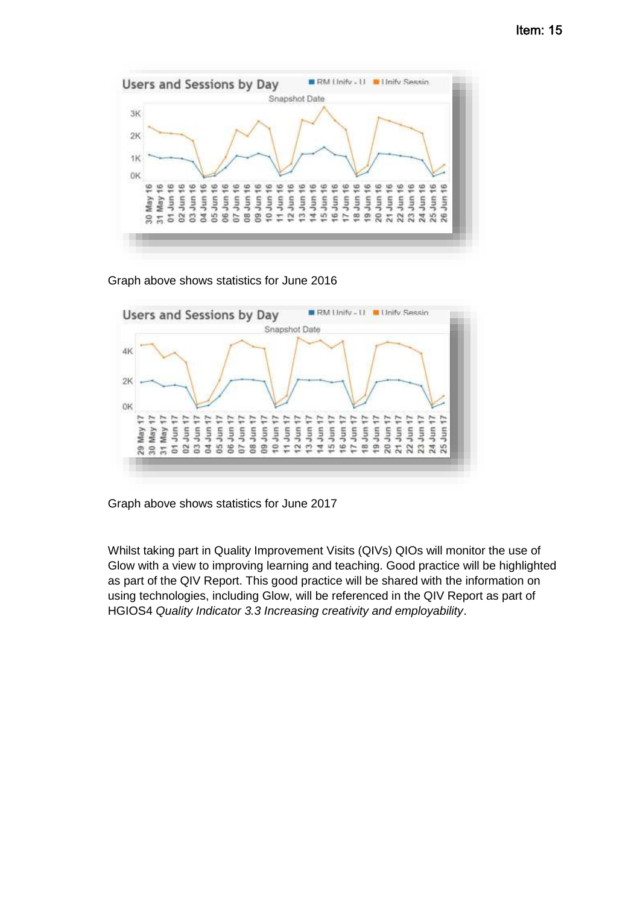Graph above shows statistics for June 2016

Graph above shows statistics for June 2017

Whilst taking part in Quality Improvement Visits (QIVs) QIOs will monitor the use of Glow with a view to improving learning and teaching. Good practice will be highlighted as part of the QIV Report. This good practice will be shared with the information on using technologies, including Glow, will be referenced in the QIV Report as part of HGIOS4 *Quality Indicator 3.3 Increasing creativity and employability*.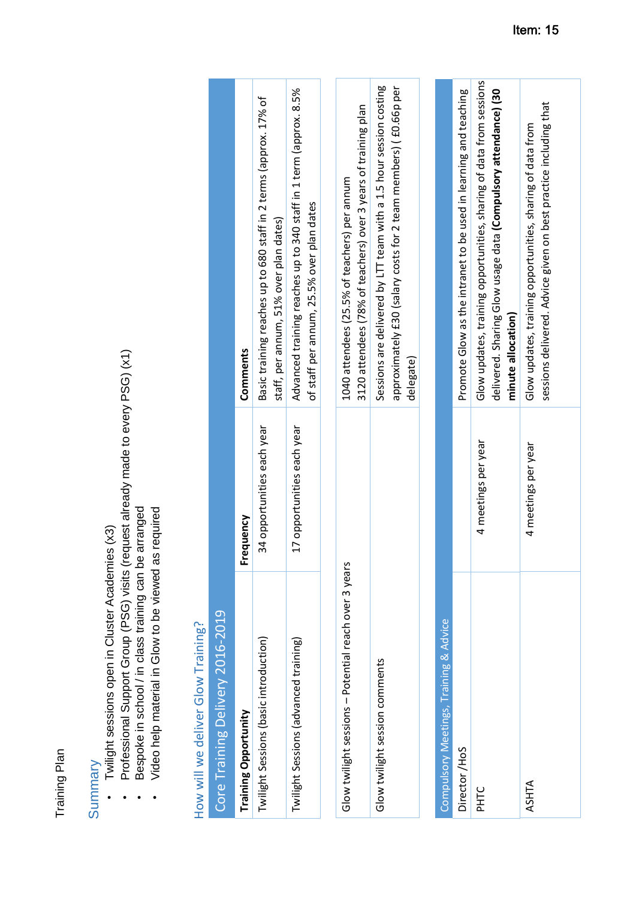Item: 15

Training Plan

## Summary

- Twilight sessions open in Cluster Academies (x3)
- Professional Support Group (PSG) visits (request already made to every PSG) (x1)
- Bespoke in school / in class training can be arranged
- Video help material in Glow to be viewed as required

## How will we deliver Glow Training?

| Core Training Delivery 2016-2019 | | |
|---|---|---|
| **Training Opportunity** | **Frequency** | **Comments** |
| Twilight Sessions (basic introduction) | 34 opportunities each year | Basic training reaches up to 680 staff in 2 terms (approx. 17% of staff, per annum, 51% over plan dates) |
| Twilight Sessions (advanced training) | 17 opportunities each year | Advanced training reaches up to 340 staff in 1 term (approx. 8.5% of staff per annum, 25.5% over plan dates |

| | |
|---|---|
| Glow twilight sessions – Potential reach over 3 years | 1040 attendees (25.5% of teachers) per annum<br>3120 attendees (78% of teachers) over 3 years of training plan |
| Glow twilight session comments | Sessions are delivered by LTT team with a 1.5 hour session costing approximately £30 (salary costs for 2 team members) ( £0.66p per delegate) |

| Compulsory Meetings, Training & Advice | | |
|---|---|---|
| Director /HoS | | Promote Glow as the intranet to be used in learning and teaching |
| PHTC | 4 meetings per year | Glow updates, training opportunities, sharing of data from sessions delivered. Sharing Glow usage data **(Compulsory attendance) (30 minute allocation)** |
| ASHTA | 4 meetings per year | Glow updates, training opportunities, sharing of data from sessions delivered. Advice given on best practice including that |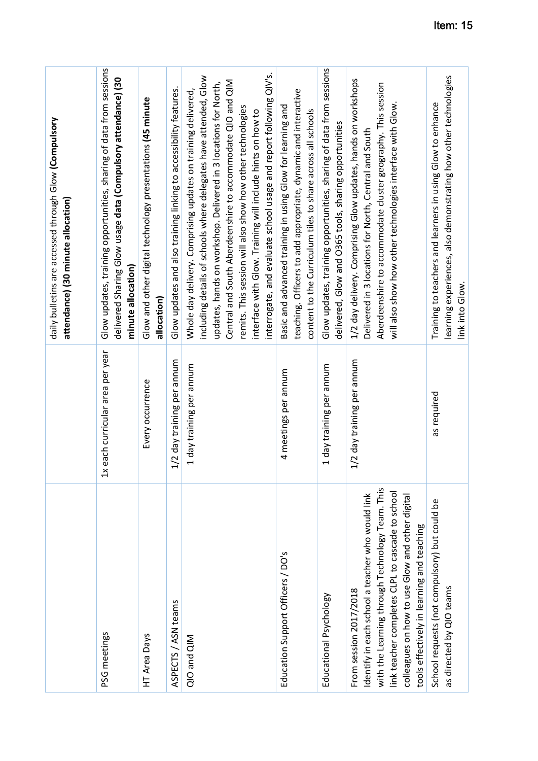Item: 15

| | | |
|---|---|---|
| | | daily bulletins are accessed through Glow **(Compulsory attendance) (30 minute allocation)** |
| PSG meetings | 1x each curricular area per year | Glow updates, training opportunities, sharing of data from sessions delivered Sharing Glow usage **data (Compulsory attendance) (30 minute allocation)** |
| HT Area Days | Every occurrence | Glow and other digital technology presentations **(45 minute allocation)** |
| ASPECTS / ASN teams | 1/2 day training per annum | Glow updates and also training linking to accessibility features. |
| QIO and QIM | 1 day training per annum | Whole day delivery. Comprising updates on training delivered, including details of schools where delegates have attended, Glow updates, hands on workshop. Delivered in 3 locations for North, Central and South Aberdeenshire to accommodate QIO and QIM remits. This session will also show how other technologies interface with Glow. Training will include hints on how to interrogate, and evaluate school usage and report following QIV's. |
| Education Support Officers / DO's | 4 meetings per annum | Basic and advanced training in using Glow for learning and teaching. Officers to add appropriate, dynamic and interactive content to the Curriculum tiles to share across all schools |
| Educational Psychology | 1 day training per annum | Glow updates, training opportunities, sharing of data from sessions delivered, Glow and O365 tools, sharing opportunities |
| From session 2017/2018 Identify in each school a teacher who would link with the Learning through Technology Team. This link teacher completes CLPL to cascade to school colleagues on how to use Glow and other digital tools effectively in learning and teaching | 1/2 day training per annum | 1/2 day delivery. Comprising Glow updates, hands on workshops Delivered in 3 locations for North, Central and South Aberdeenshire to accommodate cluster geography. This session will also show how other technologies interface with Glow. |
| School requests (not compulsory) but could be as directed by QIO teams | as required | Training to teachers and learners in using Glow to enhance learning experiences, also demonstrating how other technologies link into Glow. |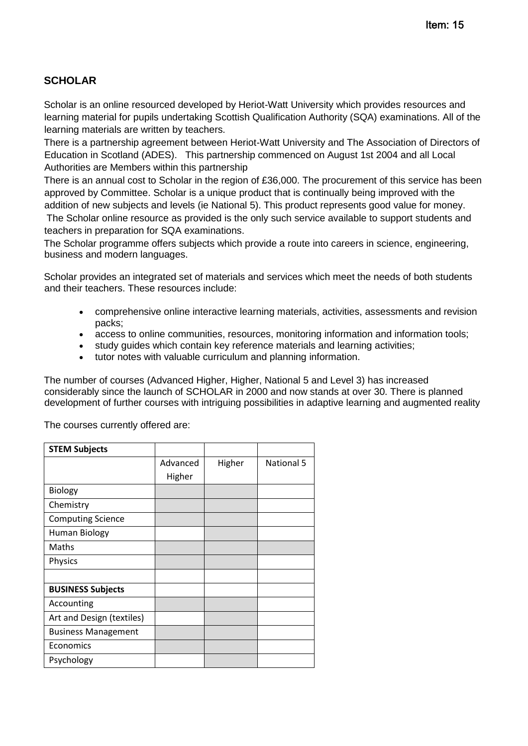Item: 15

## SCHOLAR

Scholar is an online resourced developed by Heriot-Watt University which provides resources and learning material for pupils undertaking Scottish Qualification Authority (SQA) examinations. All of the learning materials are written by teachers.

There is a partnership agreement between Heriot-Watt University and The Association of Directors of Education in Scotland (ADES). This partnership commenced on August 1st 2004 and all Local Authorities are Members within this partnership

There is an annual cost to Scholar in the region of £36,000. The procurement of this service has been approved by Committee. Scholar is a unique product that is continually being improved with the addition of new subjects and levels (ie National 5). This product represents good value for money.

The Scholar online resource as provided is the only such service available to support students and teachers in preparation for SQA examinations.

The Scholar programme offers subjects which provide a route into careers in science, engineering, business and modern languages.

Scholar provides an integrated set of materials and services which meet the needs of both students and their teachers. These resources include:

- comprehensive online interactive learning materials, activities, assessments and revision packs;
- access to online communities, resources, monitoring information and information tools;
- study guides which contain key reference materials and learning activities;
- tutor notes with valuable curriculum and planning information.

The number of courses (Advanced Higher, Higher, National 5 and Level 3) has increased considerably since the launch of SCHOLAR in 2000 and now stands at over 30. There is planned development of further courses with intriguing possibilities in adaptive learning and augmented reality

The courses currently offered are:

| **STEM Subjects** | | | |
|---|---|---|---|
| | Advanced Higher | Higher | National 5 |
| Biology | | | |
| Chemistry | | | |
| Computing Science | | | |
| Human Biology | | | |
| Maths | | | |
| Physics | | | |
| | | | |
| **BUSINESS Subjects** | | | |
| Accounting | | | |
| Art and Design (textiles) | | | |
| Business Management | | | |
| Economics | | | |
| Psychology | | | |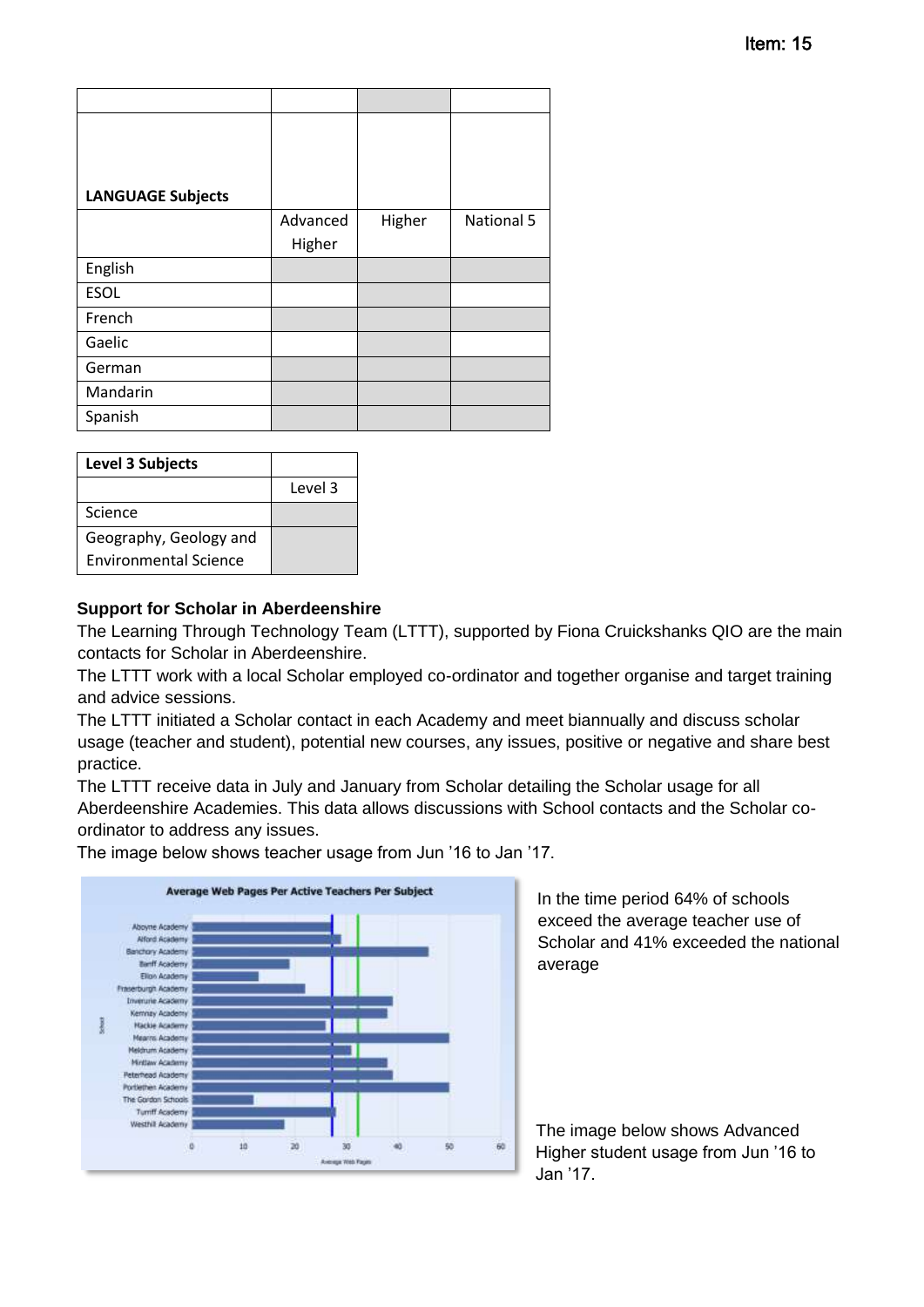| LANGUAGE Subjects | | | |
|---|---|---|---|
| | Advanced Higher | Higher | National 5 |
| English | | | |
| ESOL | | | |
| French | | | |
| Gaelic | | | |
| German | | | |
| Mandarin | | | |
| Spanish | | | |

| Level 3 Subjects | |
|---|---|
| | Level 3 |
| Science | |
| Geography, Geology and Environmental Science | |

**Support for Scholar in Aberdeenshire**

The Learning Through Technology Team (LTTT), supported by Fiona Cruickshanks QIO are the main contacts for Scholar in Aberdeenshire.

The LTTT work with a local Scholar employed co-ordinator and together organise and target training and advice sessions.

The LTTT initiated a Scholar contact in each Academy and meet biannually and discuss scholar usage (teacher and student), potential new courses, any issues, positive or negative and share best practice.

The LTTT receive data in July and January from Scholar detailing the Scholar usage for all Aberdeenshire Academies. This data allows discussions with School contacts and the Scholar co-ordinator to address any issues.

The image below shows teacher usage from Jun '16 to Jan '17.

In the time period 64% of schools exceed the average teacher use of Scholar and 41% exceeded the national average

The image below shows Advanced Higher student usage from Jun '16 to Jan '17.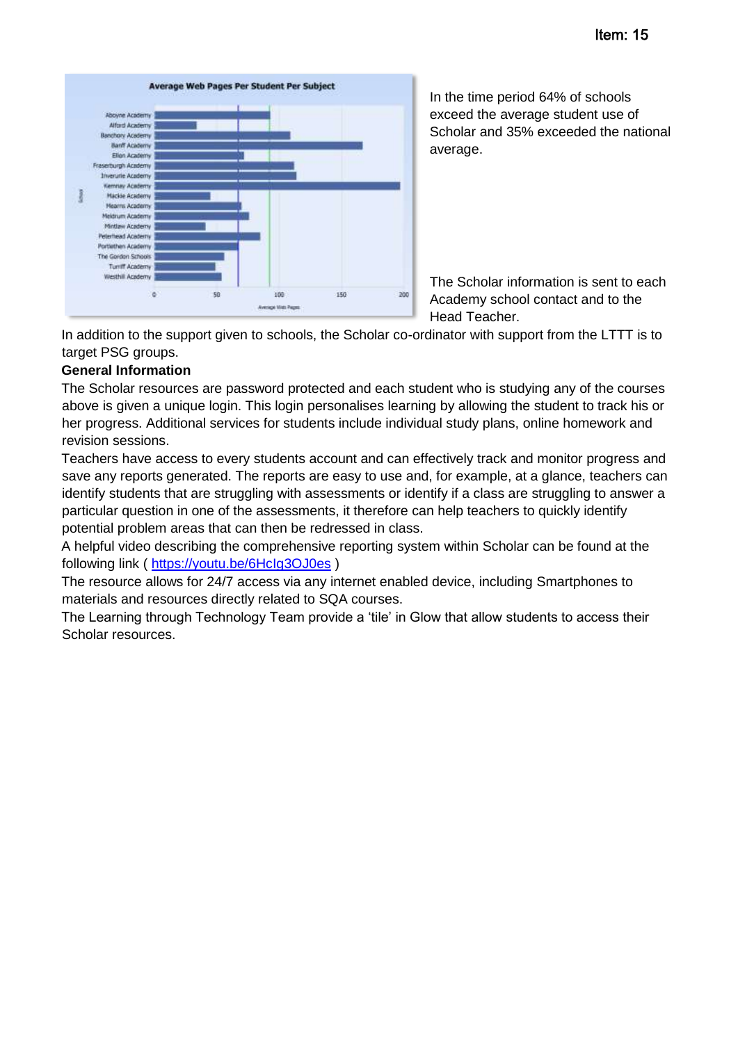In the time period 64% of schools exceed the average student use of Scholar and 35% exceeded the national average.

The Scholar information is sent to each Academy school contact and to the Head Teacher.

In addition to the support given to schools, the Scholar co-ordinator with support from the LTTT is to target PSG groups.

**General Information**

The Scholar resources are password protected and each student who is studying any of the courses above is given a unique login. This login personalises learning by allowing the student to track his or her progress. Additional services for students include individual study plans, online homework and revision sessions.

Teachers have access to every students account and can effectively track and monitor progress and save any reports generated. The reports are easy to use and, for example, at a glance, teachers can identify students that are struggling with assessments or identify if a class are struggling to answer a particular question in one of the assessments, it therefore can help teachers to quickly identify potential problem areas that can then be redressed in class.

A helpful video describing the comprehensive reporting system within Scholar can be found at the following link ( https://youtu.be/6HcIg3OJ0es )

The resource allows for 24/7 access via any internet enabled device, including Smartphones to materials and resources directly related to SQA courses.

The Learning through Technology Team provide a 'tile' in Glow that allow students to access their Scholar resources.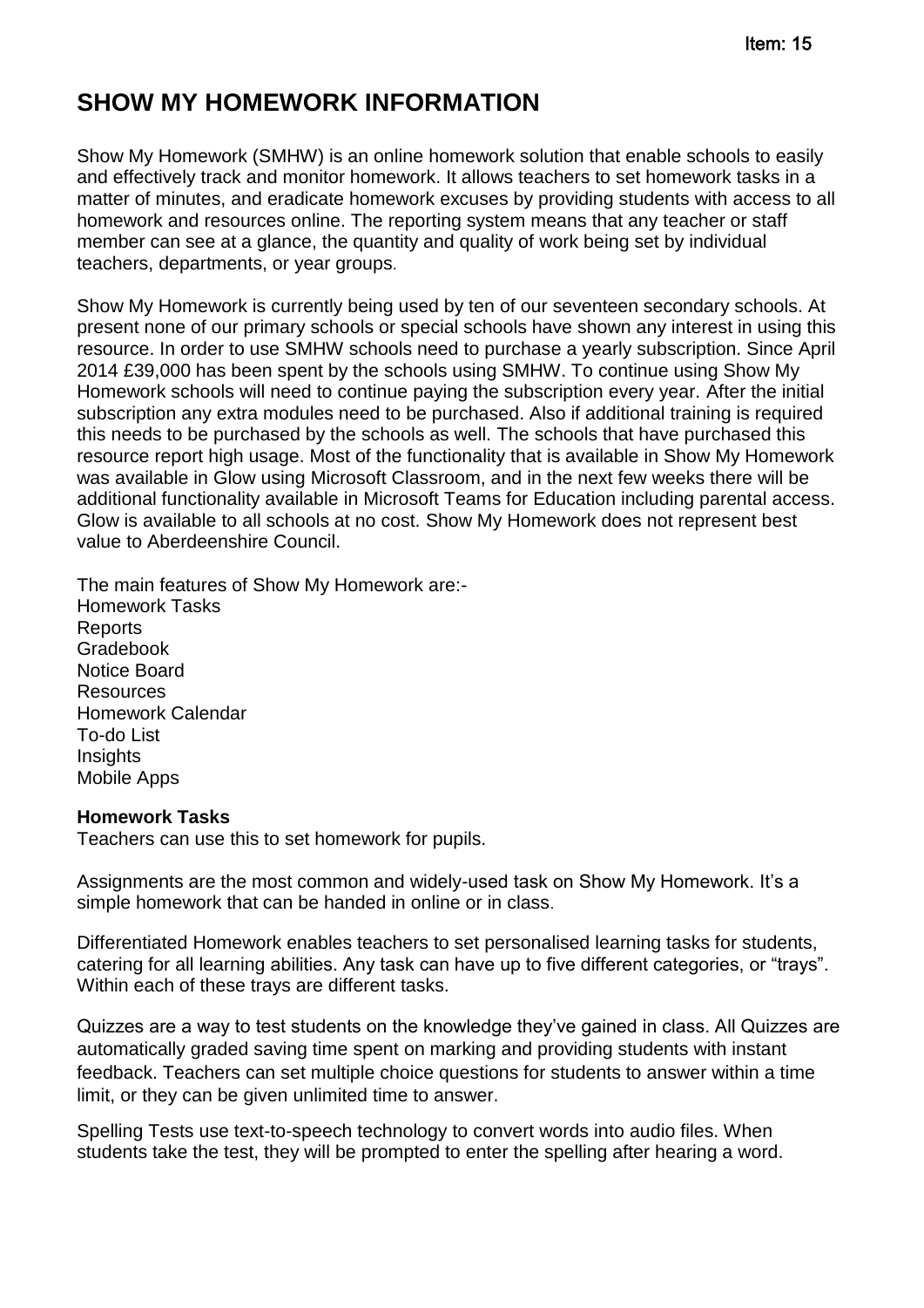Item: 15

# SHOW MY HOMEWORK INFORMATION

Show My Homework (SMHW) is an online homework solution that enable schools to easily and effectively track and monitor homework. It allows teachers to set homework tasks in a matter of minutes, and eradicate homework excuses by providing students with access to all homework and resources online. The reporting system means that any teacher or staff member can see at a glance, the quantity and quality of work being set by individual teachers, departments, or year groups.

Show My Homework is currently being used by ten of our seventeen secondary schools. At present none of our primary schools or special schools have shown any interest in using this resource. In order to use SMHW schools need to purchase a yearly subscription. Since April 2014 £39,000 has been spent by the schools using SMHW. To continue using Show My Homework schools will need to continue paying the subscription every year. After the initial subscription any extra modules need to be purchased. Also if additional training is required this needs to be purchased by the schools as well. The schools that have purchased this resource report high usage. Most of the functionality that is available in Show My Homework was available in Glow using Microsoft Classroom, and in the next few weeks there will be additional functionality available in Microsoft Teams for Education including parental access. Glow is available to all schools at no cost. Show My Homework does not represent best value to Aberdeenshire Council.

The main features of Show My Homework are:-

Homework Tasks
Reports
Gradebook
Notice Board
Resources
Homework Calendar
To-do List
Insights
Mobile Apps

**Homework Tasks**

Teachers can use this to set homework for pupils.

Assignments are the most common and widely-used task on Show My Homework. It's a simple homework that can be handed in online or in class.

Differentiated Homework enables teachers to set personalised learning tasks for students, catering for all learning abilities. Any task can have up to five different categories, or "trays". Within each of these trays are different tasks.

Quizzes are a way to test students on the knowledge they've gained in class. All Quizzes are automatically graded saving time spent on marking and providing students with instant feedback. Teachers can set multiple choice questions for students to answer within a time limit, or they can be given unlimited time to answer.

Spelling Tests use text-to-speech technology to convert words into audio files. When students take the test, they will be prompted to enter the spelling after hearing a word.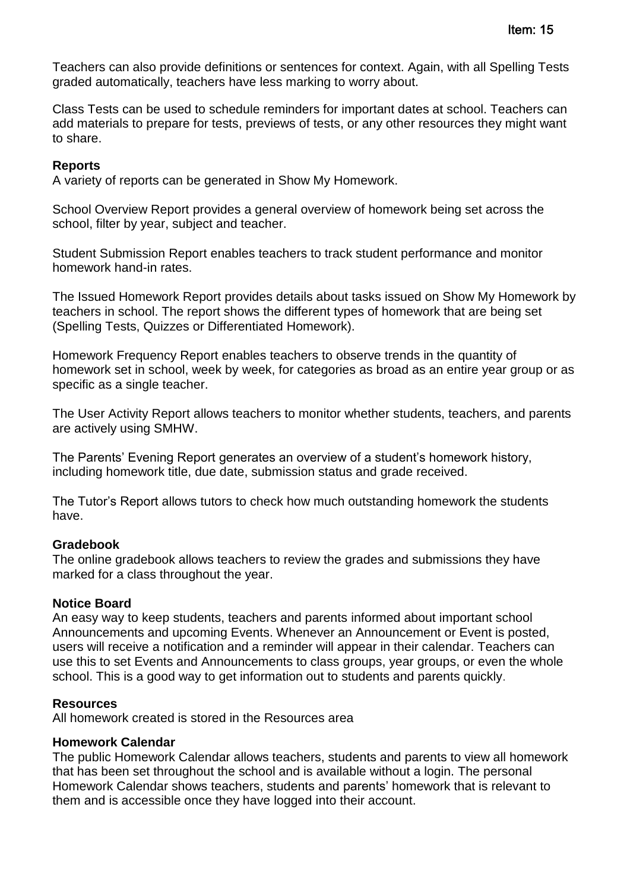Teachers can also provide definitions or sentences for context. Again, with all Spelling Tests graded automatically, teachers have less marking to worry about.

Class Tests can be used to schedule reminders for important dates at school. Teachers can add materials to prepare for tests, previews of tests, or any other resources they might want to share.

**Reports**
A variety of reports can be generated in Show My Homework.

School Overview Report provides a general overview of homework being set across the school, filter by year, subject and teacher.

Student Submission Report enables teachers to track student performance and monitor homework hand-in rates.

The Issued Homework Report provides details about tasks issued on Show My Homework by teachers in school. The report shows the different types of homework that are being set (Spelling Tests, Quizzes or Differentiated Homework).

Homework Frequency Report enables teachers to observe trends in the quantity of homework set in school, week by week, for categories as broad as an entire year group or as specific as a single teacher.

The User Activity Report allows teachers to monitor whether students, teachers, and parents are actively using SMHW.

The Parents' Evening Report generates an overview of a student's homework history, including homework title, due date, submission status and grade received.

The Tutor's Report allows tutors to check how much outstanding homework the students have.

**Gradebook**
The online gradebook allows teachers to review the grades and submissions they have marked for a class throughout the year.

**Notice Board**
An easy way to keep students, teachers and parents informed about important school Announcements and upcoming Events. Whenever an Announcement or Event is posted, users will receive a notification and a reminder will appear in their calendar. Teachers can use this to set Events and Announcements to class groups, year groups, or even the whole school. This is a good way to get information out to students and parents quickly.

**Resources**
All homework created is stored in the Resources area

**Homework Calendar**
The public Homework Calendar allows teachers, students and parents to view all homework that has been set throughout the school and is available without a login. The personal Homework Calendar shows teachers, students and parents' homework that is relevant to them and is accessible once they have logged into their account.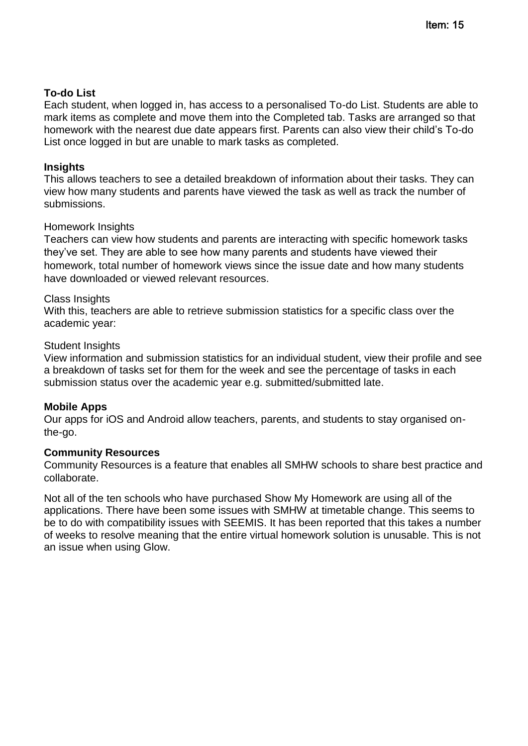**To-do List**
Each student, when logged in, has access to a personalised To-do List. Students are able to mark items as complete and move them into the Completed tab. Tasks are arranged so that homework with the nearest due date appears first. Parents can also view their child's To-do List once logged in but are unable to mark tasks as completed.

**Insights**
This allows teachers to see a detailed breakdown of information about their tasks. They can view how many students and parents have viewed the task as well as track the number of submissions.

Homework Insights
Teachers can view how students and parents are interacting with specific homework tasks they've set. They are able to see how many parents and students have viewed their homework, total number of homework views since the issue date and how many students have downloaded or viewed relevant resources.

Class Insights
With this, teachers are able to retrieve submission statistics for a specific class over the academic year:

Student Insights
View information and submission statistics for an individual student, view their profile and see a breakdown of tasks set for them for the week and see the percentage of tasks in each submission status over the academic year e.g. submitted/submitted late.

**Mobile Apps**
Our apps for iOS and Android allow teachers, parents, and students to stay organised on-the-go.

**Community Resources**
Community Resources is a feature that enables all SMHW schools to share best practice and collaborate.

Not all of the ten schools who have purchased Show My Homework are using all of the applications. There have been some issues with SMHW at timetable change. This seems to be to do with compatibility issues with SEEMIS. It has been reported that this takes a number of weeks to resolve meaning that the entire virtual homework solution is unusable. This is not an issue when using Glow.